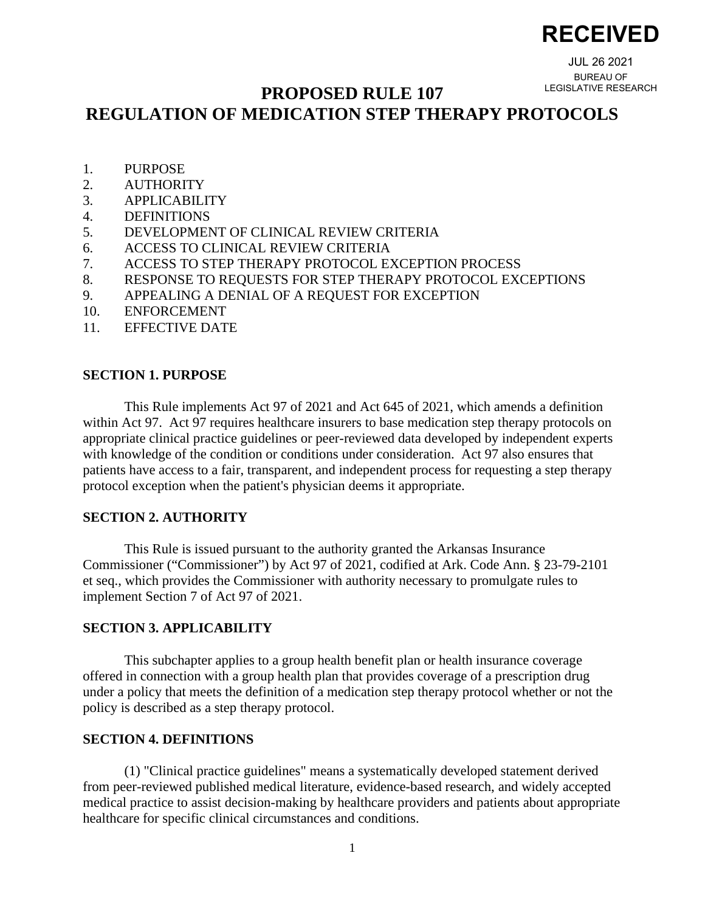RECEIVED

JUL 26 2021

BUREAU OF LEGISLATIVE RESEARCH

# PROPOSED RULE 107
# REGULATION OF MEDICATION STEP THERAPY PROTOCOLS

1. PURPOSE
2. AUTHORITY
3. APPLICABILITY
4. DEFINITIONS
5. DEVELOPMENT OF CLINICAL REVIEW CRITERIA
6. ACCESS TO CLINICAL REVIEW CRITERIA
7. ACCESS TO STEP THERAPY PROTOCOL EXCEPTION PROCESS
8. RESPONSE TO REQUESTS FOR STEP THERAPY PROTOCOL EXCEPTIONS
9. APPEALING A DENIAL OF A REQUEST FOR EXCEPTION
10. ENFORCEMENT
11. EFFECTIVE DATE

**SECTION 1. PURPOSE**

This Rule implements Act 97 of 2021 and Act 645 of 2021, which amends a definition within Act 97. Act 97 requires healthcare insurers to base medication step therapy protocols on appropriate clinical practice guidelines or peer-reviewed data developed by independent experts with knowledge of the condition or conditions under consideration. Act 97 also ensures that patients have access to a fair, transparent, and independent process for requesting a step therapy protocol exception when the patient's physician deems it appropriate.

**SECTION 2. AUTHORITY**

This Rule is issued pursuant to the authority granted the Arkansas Insurance Commissioner ("Commissioner") by Act 97 of 2021, codified at Ark. Code Ann. § 23-79-2101 et seq., which provides the Commissioner with authority necessary to promulgate rules to implement Section 7 of Act 97 of 2021.

**SECTION 3. APPLICABILITY**

This subchapter applies to a group health benefit plan or health insurance coverage offered in connection with a group health plan that provides coverage of a prescription drug under a policy that meets the definition of a medication step therapy protocol whether or not the policy is described as a step therapy protocol.

**SECTION 4. DEFINITIONS**

(1) "Clinical practice guidelines" means a systematically developed statement derived from peer-reviewed published medical literature, evidence-based research, and widely accepted medical practice to assist decision-making by healthcare providers and patients about appropriate healthcare for specific clinical circumstances and conditions.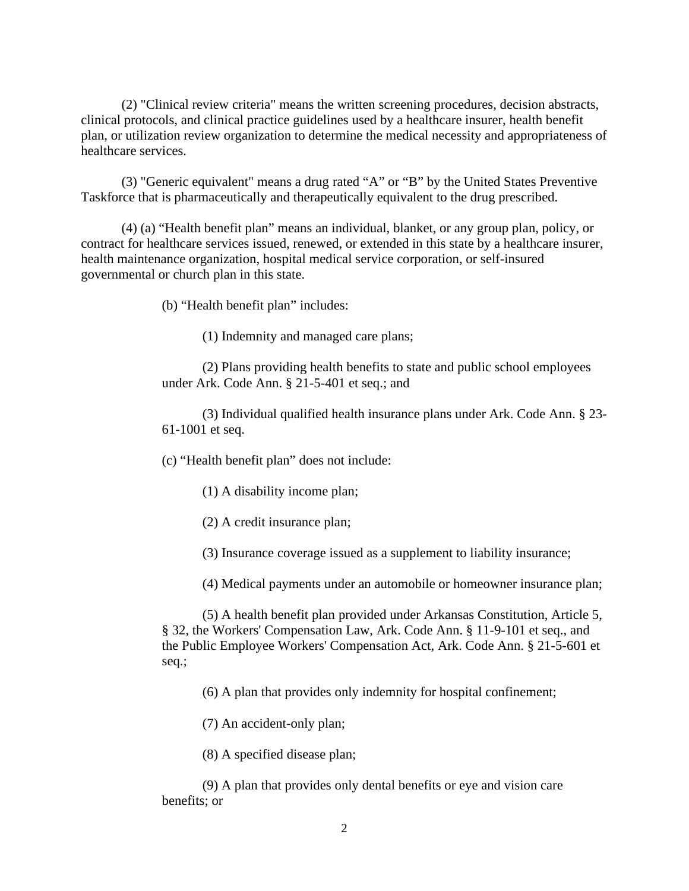(2) "Clinical review criteria" means the written screening procedures, decision abstracts, clinical protocols, and clinical practice guidelines used by a healthcare insurer, health benefit plan, or utilization review organization to determine the medical necessity and appropriateness of healthcare services.

(3) "Generic equivalent" means a drug rated "A" or "B" by the United States Preventive Taskforce that is pharmaceutically and therapeutically equivalent to the drug prescribed.

(4) (a) "Health benefit plan" means an individual, blanket, or any group plan, policy, or contract for healthcare services issued, renewed, or extended in this state by a healthcare insurer, health maintenance organization, hospital medical service corporation, or self-insured governmental or church plan in this state.

(b) "Health benefit plan" includes:

(1) Indemnity and managed care plans;

(2) Plans providing health benefits to state and public school employees under Ark. Code Ann. § 21-5-401 et seq.; and

(3) Individual qualified health insurance plans under Ark. Code Ann. § 23-61-1001 et seq.

(c) "Health benefit plan" does not include:

(1) A disability income plan;

(2) A credit insurance plan;

(3) Insurance coverage issued as a supplement to liability insurance;

(4) Medical payments under an automobile or homeowner insurance plan;

(5) A health benefit plan provided under Arkansas Constitution, Article 5, § 32, the Workers' Compensation Law, Ark. Code Ann. § 11-9-101 et seq., and the Public Employee Workers' Compensation Act, Ark. Code Ann. § 21-5-601 et seq.;

(6) A plan that provides only indemnity for hospital confinement;

(7) An accident-only plan;

(8) A specified disease plan;

(9) A plan that provides only dental benefits or eye and vision care benefits; or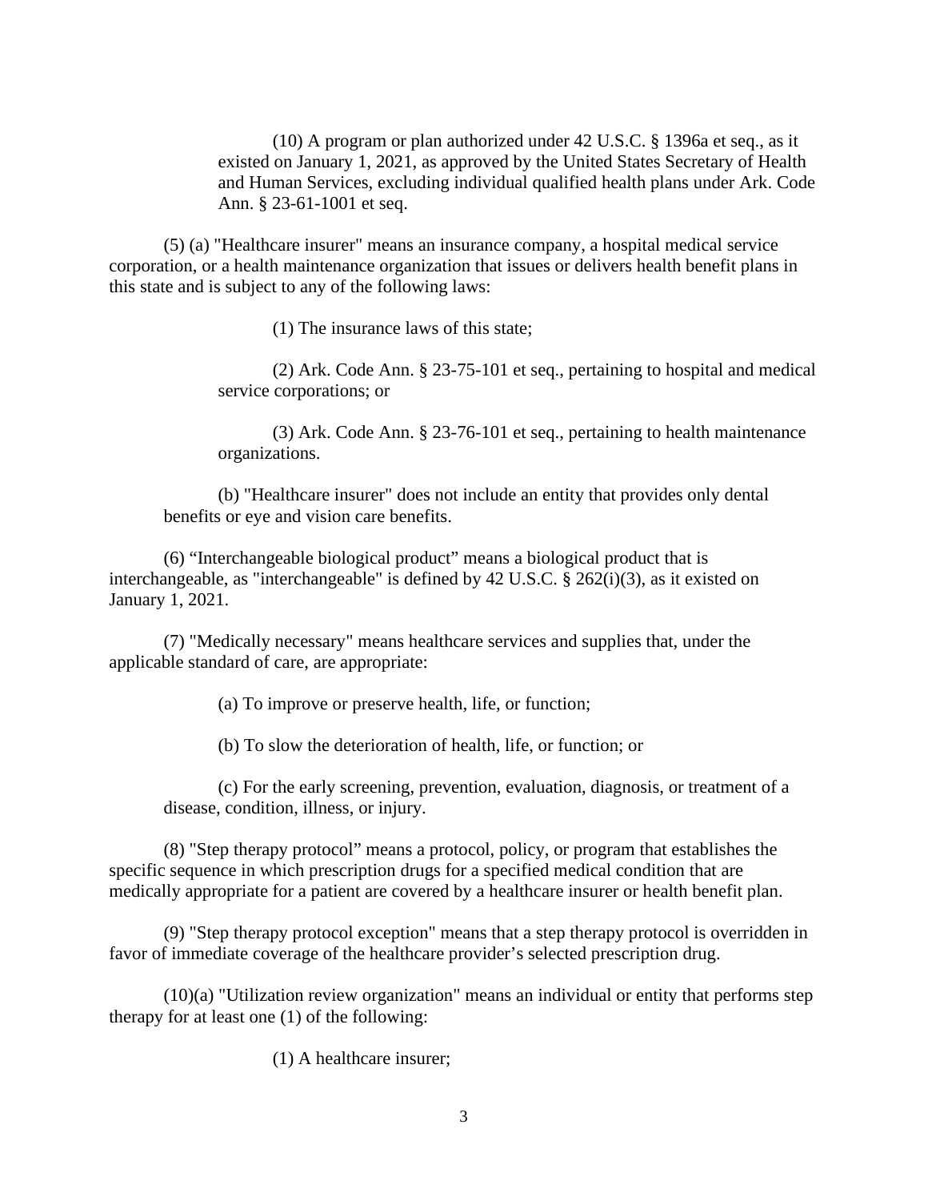(10) A program or plan authorized under 42 U.S.C. § 1396a et seq., as it existed on January 1, 2021, as approved by the United States Secretary of Health and Human Services, excluding individual qualified health plans under Ark. Code Ann. § 23-61-1001 et seq.

(5) (a) "Healthcare insurer" means an insurance company, a hospital medical service corporation, or a health maintenance organization that issues or delivers health benefit plans in this state and is subject to any of the following laws:

(1) The insurance laws of this state;

(2) Ark. Code Ann. § 23-75-101 et seq., pertaining to hospital and medical service corporations; or

(3) Ark. Code Ann. § 23-76-101 et seq., pertaining to health maintenance organizations.

(b) "Healthcare insurer" does not include an entity that provides only dental benefits or eye and vision care benefits.

(6) "Interchangeable biological product" means a biological product that is interchangeable, as "interchangeable" is defined by 42 U.S.C. § 262(i)(3), as it existed on January 1, 2021.

(7) "Medically necessary" means healthcare services and supplies that, under the applicable standard of care, are appropriate:

(a) To improve or preserve health, life, or function;

(b) To slow the deterioration of health, life, or function; or

(c) For the early screening, prevention, evaluation, diagnosis, or treatment of a disease, condition, illness, or injury.

(8) "Step therapy protocol" means a protocol, policy, or program that establishes the specific sequence in which prescription drugs for a specified medical condition that are medically appropriate for a patient are covered by a healthcare insurer or health benefit plan.

(9) "Step therapy protocol exception" means that a step therapy protocol is overridden in favor of immediate coverage of the healthcare provider's selected prescription drug.

(10)(a) "Utilization review organization" means an individual or entity that performs step therapy for at least one (1) of the following:

(1) A healthcare insurer;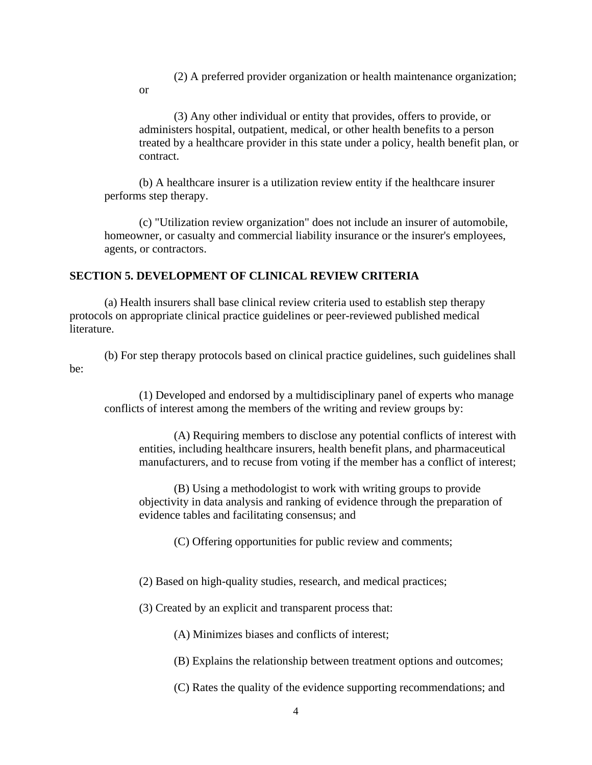(2) A preferred provider organization or health maintenance organization; or

(3) Any other individual or entity that provides, offers to provide, or administers hospital, outpatient, medical, or other health benefits to a person treated by a healthcare provider in this state under a policy, health benefit plan, or contract.

(b) A healthcare insurer is a utilization review entity if the healthcare insurer performs step therapy.

(c) "Utilization review organization" does not include an insurer of automobile, homeowner, or casualty and commercial liability insurance or the insurer's employees, agents, or contractors.

## SECTION 5. DEVELOPMENT OF CLINICAL REVIEW CRITERIA

(a) Health insurers shall base clinical review criteria used to establish step therapy protocols on appropriate clinical practice guidelines or peer-reviewed published medical literature.

(b) For step therapy protocols based on clinical practice guidelines, such guidelines shall be:

(1) Developed and endorsed by a multidisciplinary panel of experts who manage conflicts of interest among the members of the writing and review groups by:

(A) Requiring members to disclose any potential conflicts of interest with entities, including healthcare insurers, health benefit plans, and pharmaceutical manufacturers, and to recuse from voting if the member has a conflict of interest;

(B) Using a methodologist to work with writing groups to provide objectivity in data analysis and ranking of evidence through the preparation of evidence tables and facilitating consensus; and

(C) Offering opportunities for public review and comments;

(2) Based on high-quality studies, research, and medical practices;

(3) Created by an explicit and transparent process that:

(A) Minimizes biases and conflicts of interest;

(B) Explains the relationship between treatment options and outcomes;

(C) Rates the quality of the evidence supporting recommendations; and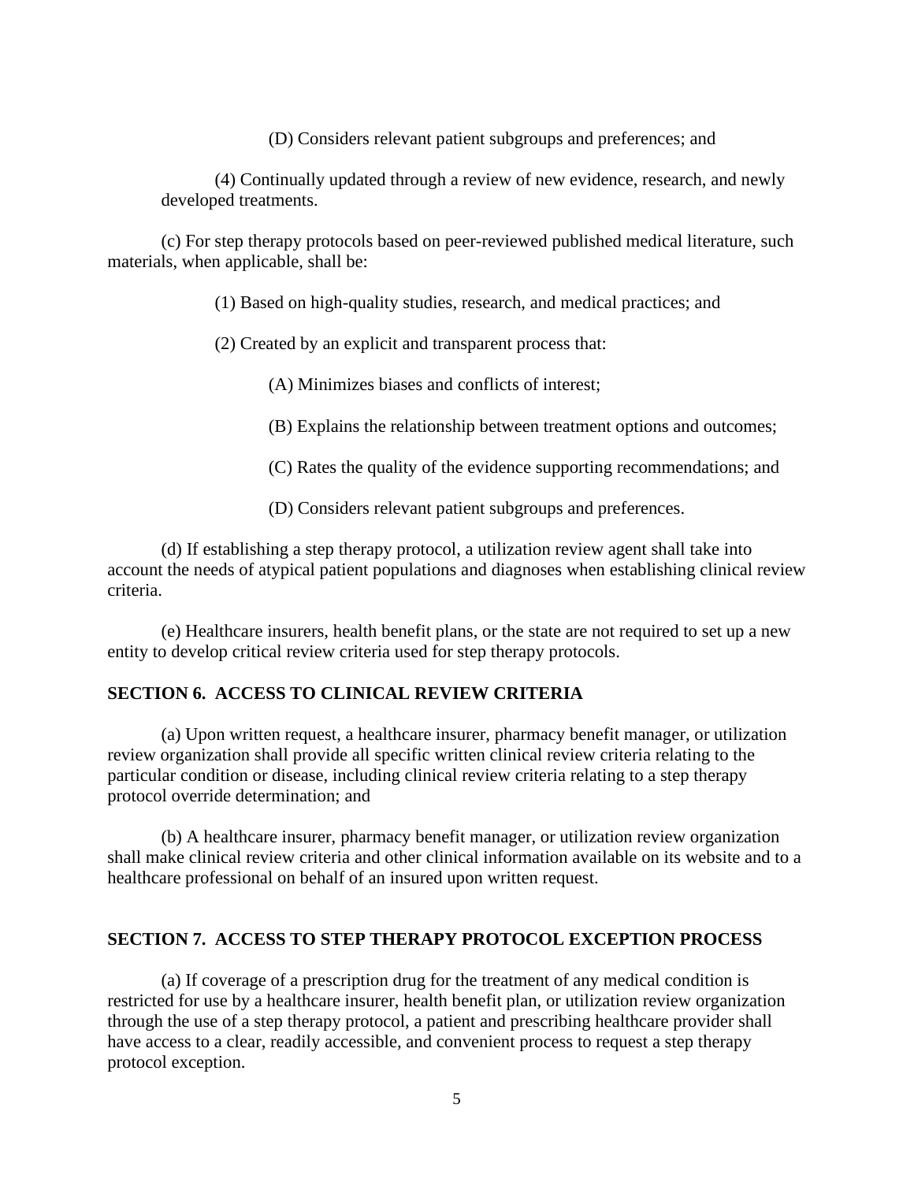(D) Considers relevant patient subgroups and preferences; and

(4) Continually updated through a review of new evidence, research, and newly developed treatments.

(c) For step therapy protocols based on peer-reviewed published medical literature, such materials, when applicable, shall be:

(1) Based on high-quality studies, research, and medical practices; and

(2) Created by an explicit and transparent process that:

(A) Minimizes biases and conflicts of interest;

(B) Explains the relationship between treatment options and outcomes;

(C) Rates the quality of the evidence supporting recommendations; and

(D) Considers relevant patient subgroups and preferences.

(d) If establishing a step therapy protocol, a utilization review agent shall take into account the needs of atypical patient populations and diagnoses when establishing clinical review criteria.

(e) Healthcare insurers, health benefit plans, or the state are not required to set up a new entity to develop critical review criteria used for step therapy protocols.

**SECTION 6. ACCESS TO CLINICAL REVIEW CRITERIA**

(a) Upon written request, a healthcare insurer, pharmacy benefit manager, or utilization review organization shall provide all specific written clinical review criteria relating to the particular condition or disease, including clinical review criteria relating to a step therapy protocol override determination; and

(b) A healthcare insurer, pharmacy benefit manager, or utilization review organization shall make clinical review criteria and other clinical information available on its website and to a healthcare professional on behalf of an insured upon written request.

**SECTION 7. ACCESS TO STEP THERAPY PROTOCOL EXCEPTION PROCESS**

(a) If coverage of a prescription drug for the treatment of any medical condition is restricted for use by a healthcare insurer, health benefit plan, or utilization review organization through the use of a step therapy protocol, a patient and prescribing healthcare provider shall have access to a clear, readily accessible, and convenient process to request a step therapy protocol exception.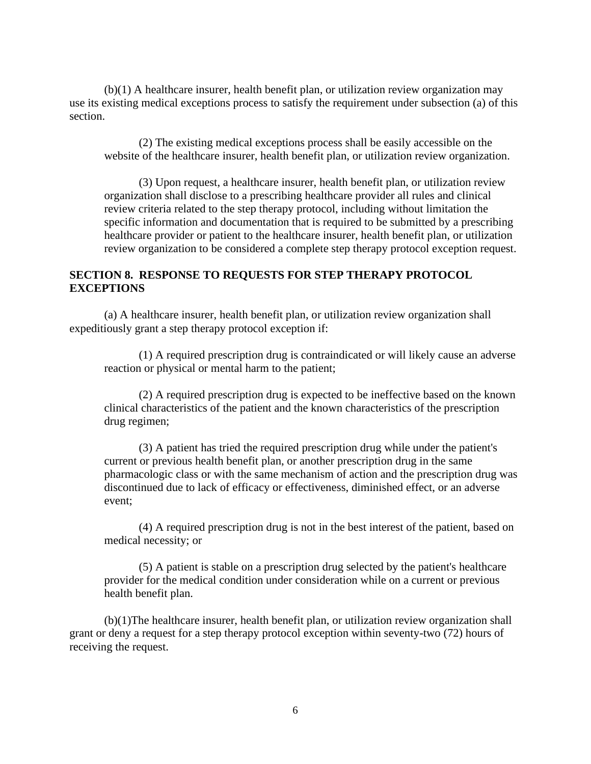(b)(1) A healthcare insurer, health benefit plan, or utilization review organization may use its existing medical exceptions process to satisfy the requirement under subsection (a) of this section.

(2) The existing medical exceptions process shall be easily accessible on the website of the healthcare insurer, health benefit plan, or utilization review organization.

(3) Upon request, a healthcare insurer, health benefit plan, or utilization review organization shall disclose to a prescribing healthcare provider all rules and clinical review criteria related to the step therapy protocol, including without limitation the specific information and documentation that is required to be submitted by a prescribing healthcare provider or patient to the healthcare insurer, health benefit plan, or utilization review organization to be considered a complete step therapy protocol exception request.

## SECTION 8. RESPONSE TO REQUESTS FOR STEP THERAPY PROTOCOL EXCEPTIONS

(a) A healthcare insurer, health benefit plan, or utilization review organization shall expeditiously grant a step therapy protocol exception if:

(1) A required prescription drug is contraindicated or will likely cause an adverse reaction or physical or mental harm to the patient;

(2) A required prescription drug is expected to be ineffective based on the known clinical characteristics of the patient and the known characteristics of the prescription drug regimen;

(3) A patient has tried the required prescription drug while under the patient's current or previous health benefit plan, or another prescription drug in the same pharmacologic class or with the same mechanism of action and the prescription drug was discontinued due to lack of efficacy or effectiveness, diminished effect, or an adverse event;

(4) A required prescription drug is not in the best interest of the patient, based on medical necessity; or

(5) A patient is stable on a prescription drug selected by the patient's healthcare provider for the medical condition under consideration while on a current or previous health benefit plan.

(b)(1)The healthcare insurer, health benefit plan, or utilization review organization shall grant or deny a request for a step therapy protocol exception within seventy-two (72) hours of receiving the request.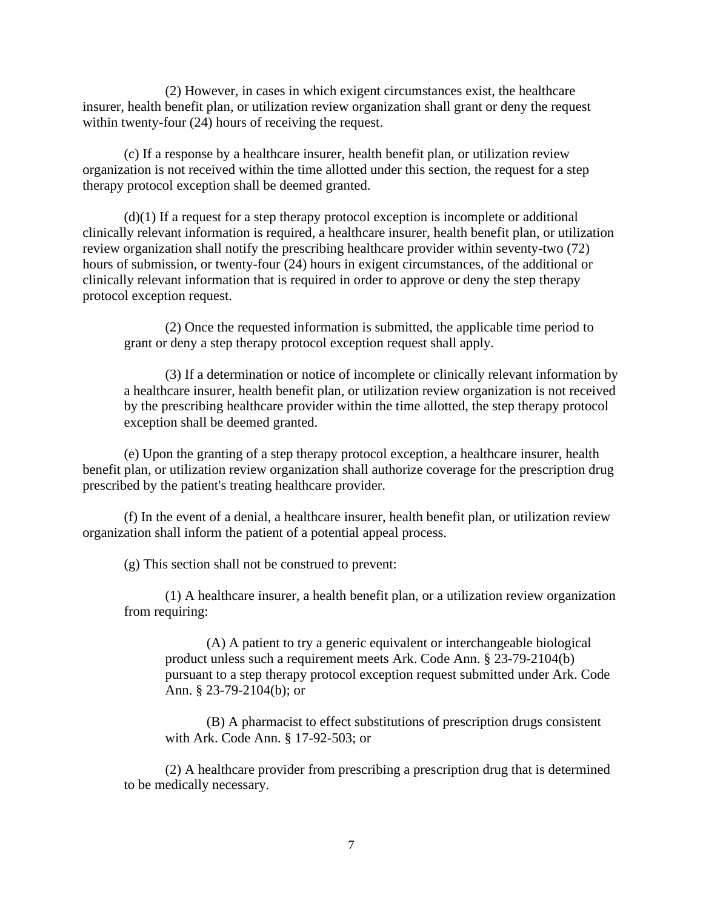(2) However, in cases in which exigent circumstances exist, the healthcare insurer, health benefit plan, or utilization review organization shall grant or deny the request within twenty-four (24) hours of receiving the request.

(c) If a response by a healthcare insurer, health benefit plan, or utilization review organization is not received within the time allotted under this section, the request for a step therapy protocol exception shall be deemed granted.

(d)(1) If a request for a step therapy protocol exception is incomplete or additional clinically relevant information is required, a healthcare insurer, health benefit plan, or utilization review organization shall notify the prescribing healthcare provider within seventy-two (72) hours of submission, or twenty-four (24) hours in exigent circumstances, of the additional or clinically relevant information that is required in order to approve or deny the step therapy protocol exception request.

(2) Once the requested information is submitted, the applicable time period to grant or deny a step therapy protocol exception request shall apply.

(3) If a determination or notice of incomplete or clinically relevant information by a healthcare insurer, health benefit plan, or utilization review organization is not received by the prescribing healthcare provider within the time allotted, the step therapy protocol exception shall be deemed granted.

(e) Upon the granting of a step therapy protocol exception, a healthcare insurer, health benefit plan, or utilization review organization shall authorize coverage for the prescription drug prescribed by the patient's treating healthcare provider.

(f) In the event of a denial, a healthcare insurer, health benefit plan, or utilization review organization shall inform the patient of a potential appeal process.

(g) This section shall not be construed to prevent:

(1) A healthcare insurer, a health benefit plan, or a utilization review organization from requiring:

(A) A patient to try a generic equivalent or interchangeable biological product unless such a requirement meets Ark. Code Ann. § 23-79-2104(b) pursuant to a step therapy protocol exception request submitted under Ark. Code Ann. § 23-79-2104(b); or

(B) A pharmacist to effect substitutions of prescription drugs consistent with Ark. Code Ann. § 17-92-503; or

(2) A healthcare provider from prescribing a prescription drug that is determined to be medically necessary.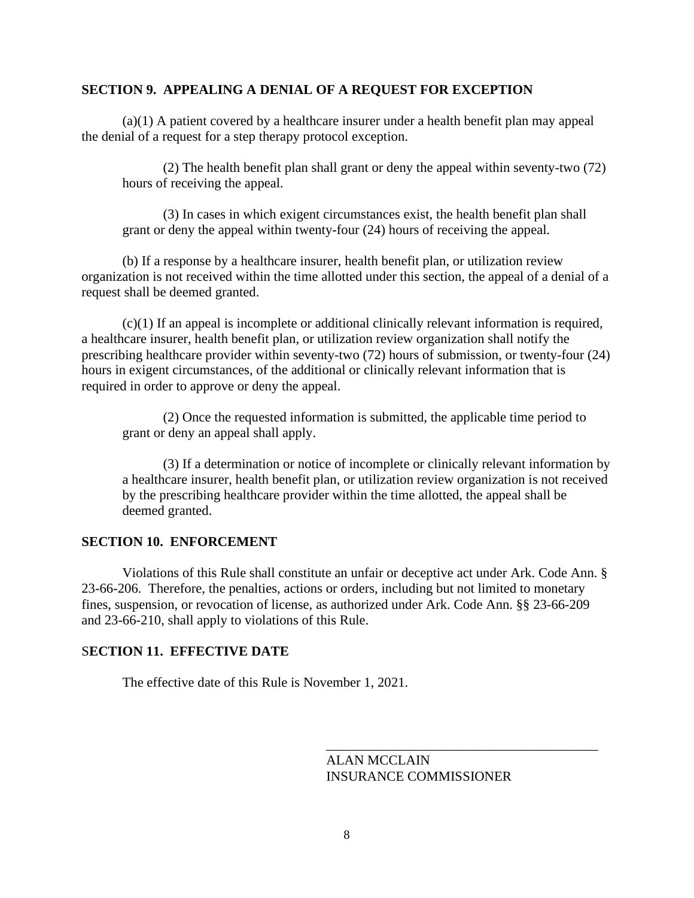## SECTION 9. APPEALING A DENIAL OF A REQUEST FOR EXCEPTION

(a)(1) A patient covered by a healthcare insurer under a health benefit plan may appeal the denial of a request for a step therapy protocol exception.

(2) The health benefit plan shall grant or deny the appeal within seventy-two (72) hours of receiving the appeal.

(3) In cases in which exigent circumstances exist, the health benefit plan shall grant or deny the appeal within twenty-four (24) hours of receiving the appeal.

(b) If a response by a healthcare insurer, health benefit plan, or utilization review organization is not received within the time allotted under this section, the appeal of a denial of a request shall be deemed granted.

(c)(1) If an appeal is incomplete or additional clinically relevant information is required, a healthcare insurer, health benefit plan, or utilization review organization shall notify the prescribing healthcare provider within seventy-two (72) hours of submission, or twenty-four (24) hours in exigent circumstances, of the additional or clinically relevant information that is required in order to approve or deny the appeal.

(2) Once the requested information is submitted, the applicable time period to grant or deny an appeal shall apply.

(3) If a determination or notice of incomplete or clinically relevant information by a healthcare insurer, health benefit plan, or utilization review organization is not received by the prescribing healthcare provider within the time allotted, the appeal shall be deemed granted.

## SECTION 10. ENFORCEMENT

Violations of this Rule shall constitute an unfair or deceptive act under Ark. Code Ann. § 23-66-206. Therefore, the penalties, actions or orders, including but not limited to monetary fines, suspension, or revocation of license, as authorized under Ark. Code Ann. §§ 23-66-209 and 23-66-210, shall apply to violations of this Rule.

## SECTION 11. EFFECTIVE DATE

The effective date of this Rule is November 1, 2021.

\_\_\_\_\_\_\_\_\_\_\_\_\_\_\_\_\_\_\_\_\_\_\_\_\_\_\_\_\_\_\_\_\_\_\_\_\_\_\_\_

ALAN MCCLAIN
INSURANCE COMMISSIONER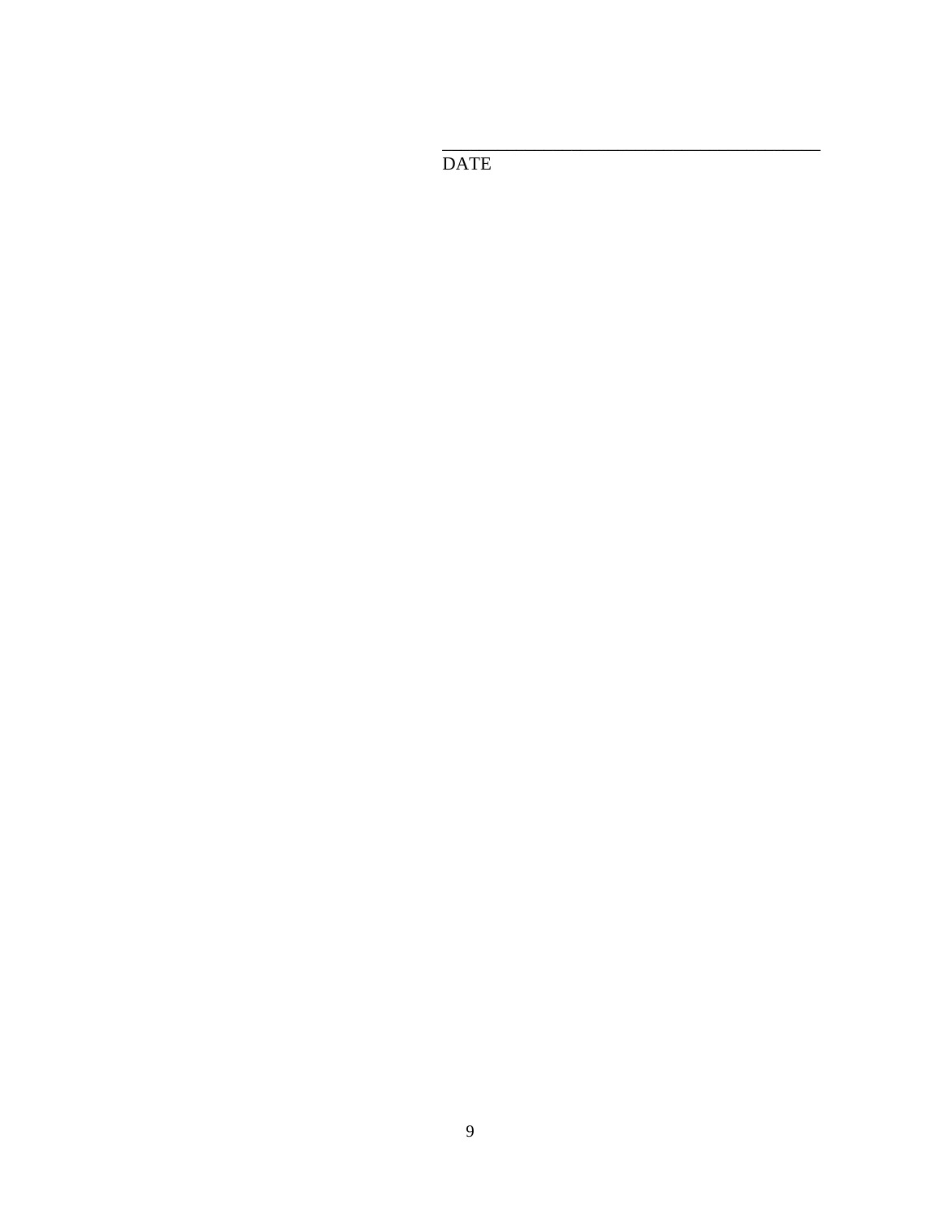\_\_\_\_\_\_\_\_\_\_\_\_\_\_\_\_\_\_\_\_\_\_\_\_\_\_\_\_\_\_\_\_\_\_\_\_\_\_\_\_

DATE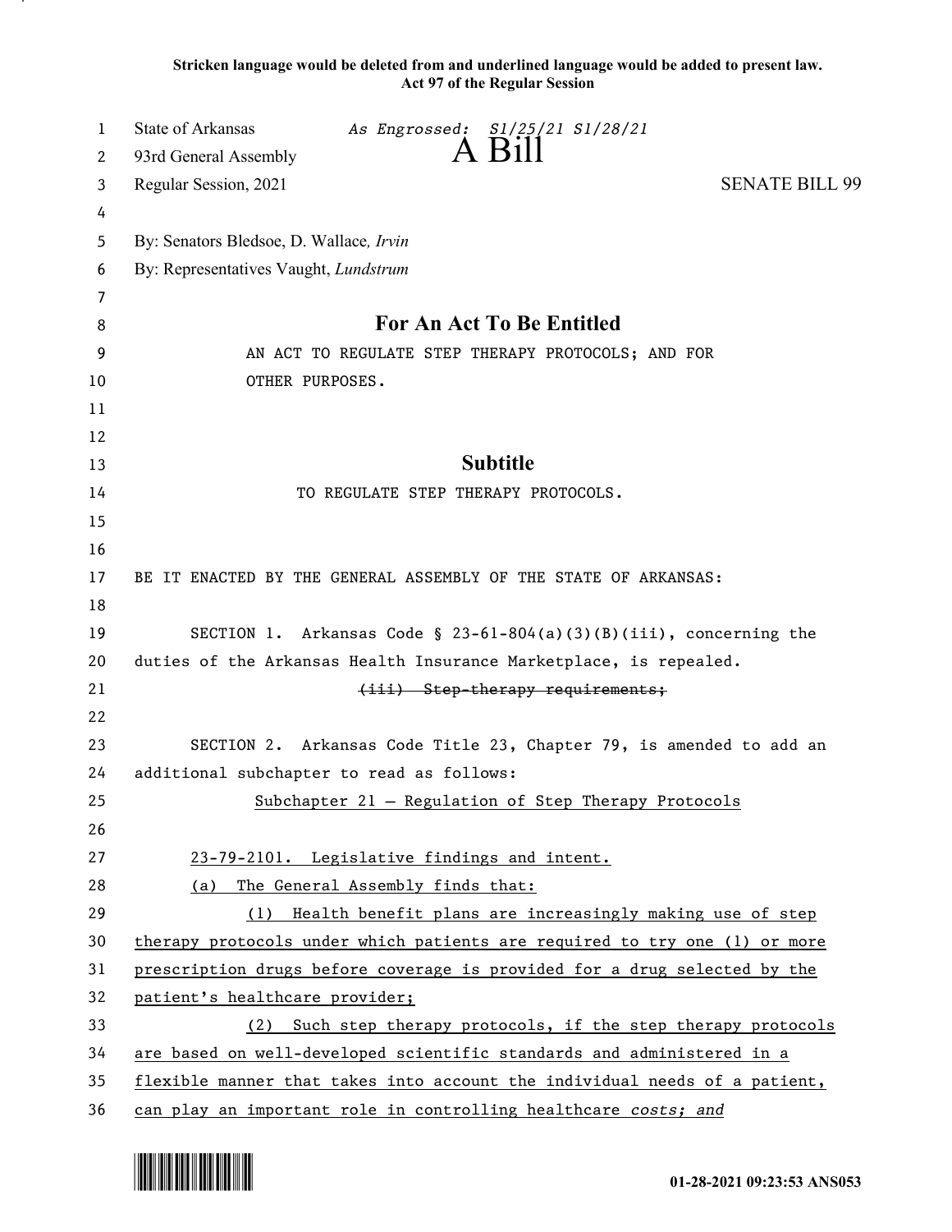Stricken language would be deleted from and underlined language would be added to present law.
Act 97 of the Regular Session

State of Arkansas *As Engrossed: S1/25/21 S1/28/21*
93rd General Assembly
# A Bill
Regular Session, 2021 SENATE BILL 99

By: Senators Bledsoe, D. Wallace, *Irvin*
By: Representatives Vaught, *Lundstrum*

## For An Act To Be Entitled

AN ACT TO REGULATE STEP THERAPY PROTOCOLS; AND FOR OTHER PURPOSES.

## Subtitle

TO REGULATE STEP THERAPY PROTOCOLS.

BE IT ENACTED BY THE GENERAL ASSEMBLY OF THE STATE OF ARKANSAS:

SECTION 1. Arkansas Code § 23-61-804(a)(3)(B)(iii), concerning the duties of the Arkansas Health Insurance Marketplace, is repealed.

~~(iii) Step-therapy requirements;~~

SECTION 2. Arkansas Code Title 23, Chapter 79, is amended to add an additional subchapter to read as follows:

<u>Subchapter 21 — Regulation of Step Therapy Protocols</u>

<u>23-79-2101. Legislative findings and intent.</u>

<u>(a) The General Assembly finds that:</u>

<u>(1) Health benefit plans are increasingly making use of step therapy protocols under which patients are required to try one (1) or more prescription drugs before coverage is provided for a drug selected by the patient's healthcare provider;</u>

<u>(2) Such step therapy protocols, if the step therapy protocols are based on well-developed scientific standards and administered in a flexible manner that takes into account the individual needs of a patient, can play an important role in controlling healthcare *costs; and*</u>

01-28-2021 09:23:53 ANS053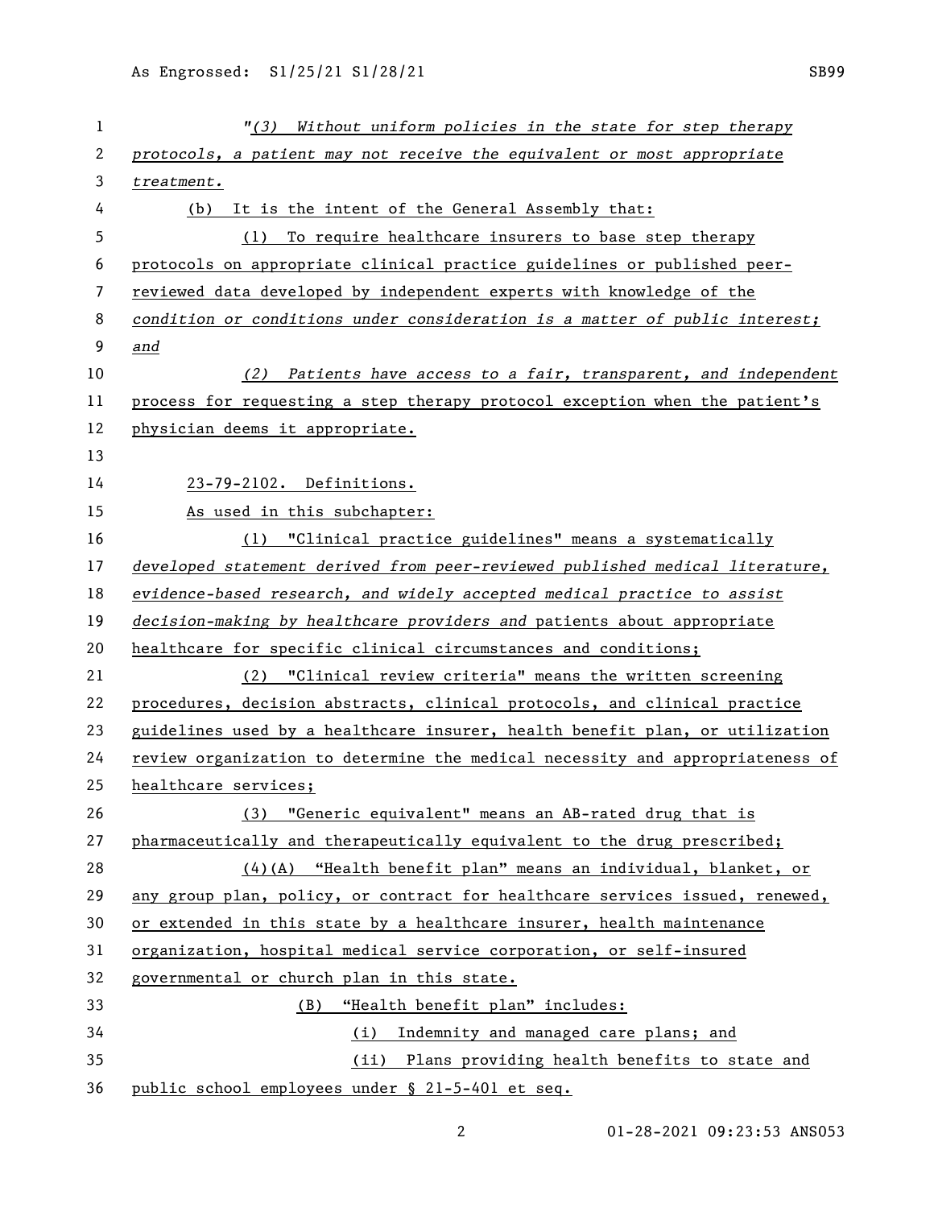"(3) Without uniform policies in the state for step therapy protocols, a patient may not receive the equivalent or most appropriate treatment.

(b) It is the intent of the General Assembly that:

(1) To require healthcare insurers to base step therapy protocols on appropriate clinical practice guidelines or published peer-reviewed data developed by independent experts with knowledge of the condition or conditions under consideration is a matter of public interest; and

(2) Patients have access to a fair, transparent, and independent process for requesting a step therapy protocol exception when the patient's physician deems it appropriate.

23-79-2102. Definitions.

As used in this subchapter:

(1) "Clinical practice guidelines" means a systematically developed statement derived from peer-reviewed published medical literature, evidence-based research, and widely accepted medical practice to assist decision-making by healthcare providers and patients about appropriate healthcare for specific clinical circumstances and conditions;

(2) "Clinical review criteria" means the written screening procedures, decision abstracts, clinical protocols, and clinical practice guidelines used by a healthcare insurer, health benefit plan, or utilization review organization to determine the medical necessity and appropriateness of healthcare services;

(3) "Generic equivalent" means an AB-rated drug that is pharmaceutically and therapeutically equivalent to the drug prescribed;

(4)(A) "Health benefit plan" means an individual, blanket, or any group plan, policy, or contract for healthcare services issued, renewed, or extended in this state by a healthcare insurer, health maintenance organization, hospital medical service corporation, or self-insured governmental or church plan in this state.

(B) "Health benefit plan" includes:

(i) Indemnity and managed care plans; and

(ii) Plans providing health benefits to state and public school employees under § 21-5-401 et seq.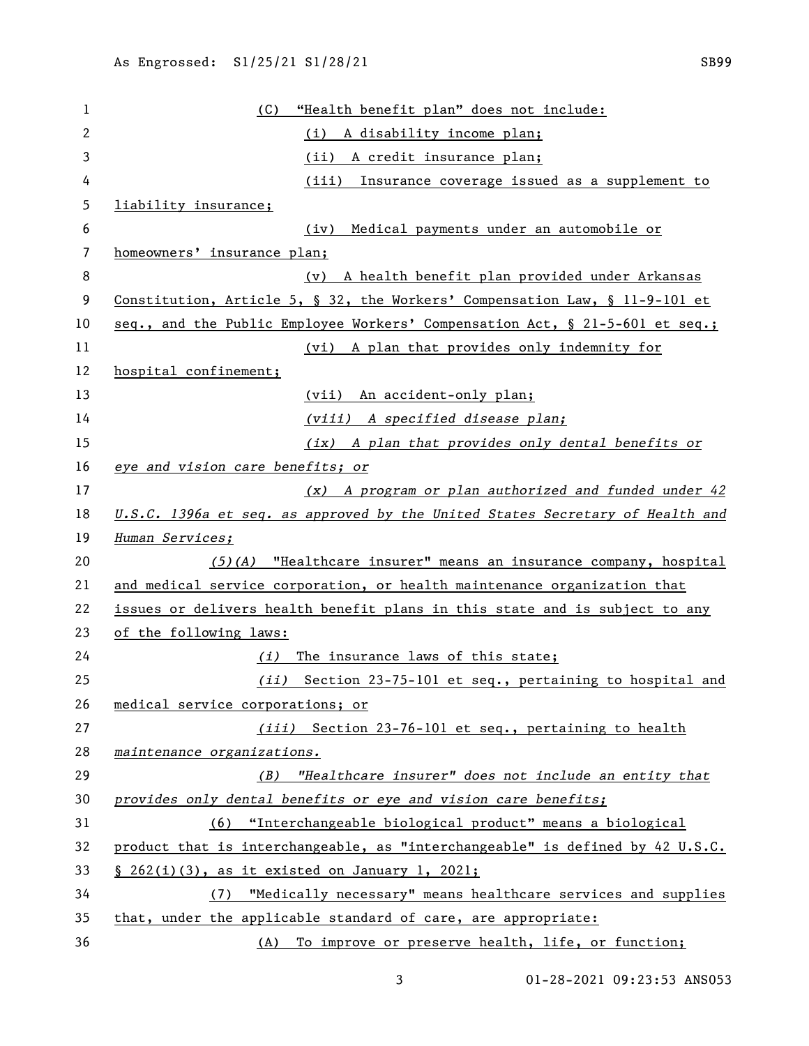(C) "Health benefit plan" does not include:

(i) A disability income plan;

(ii) A credit insurance plan;

(iii) Insurance coverage issued as a supplement to liability insurance;

(iv) Medical payments under an automobile or homeowners' insurance plan;

(v) A health benefit plan provided under Arkansas Constitution, Article 5, § 32, the Workers' Compensation Law, § 11-9-101 et seq., and the Public Employee Workers' Compensation Act, § 21-5-601 et seq.;

(vi) A plan that provides only indemnity for hospital confinement;

(vii) An accident-only plan;

*(viii) A specified disease plan;*

*(ix) A plan that provides only dental benefits or eye and vision care benefits; or*

*(x) A program or plan authorized and funded under 42 U.S.C. 1396a et seq. as approved by the United States Secretary of Health and Human Services;*

*(5)(A)* "Healthcare insurer" means an insurance company, hospital and medical service corporation, or health maintenance organization that issues or delivers health benefit plans in this state and is subject to any of the following laws:

*(i)* The insurance laws of this state;

*(ii)* Section 23-75-101 et seq., pertaining to hospital and medical service corporations; or

*(iii)* Section 23-76-101 et seq., pertaining to health *maintenance organizations.*

*(B) "Healthcare insurer" does not include an entity that provides only dental benefits or eye and vision care benefits;*

(6) "Interchangeable biological product" means a biological product that is interchangeable, as "interchangeable" is defined by 42 U.S.C. § 262(i)(3), as it existed on January 1, 2021;

(7) "Medically necessary" means healthcare services and supplies that, under the applicable standard of care, are appropriate:

(A) To improve or preserve health, life, or function;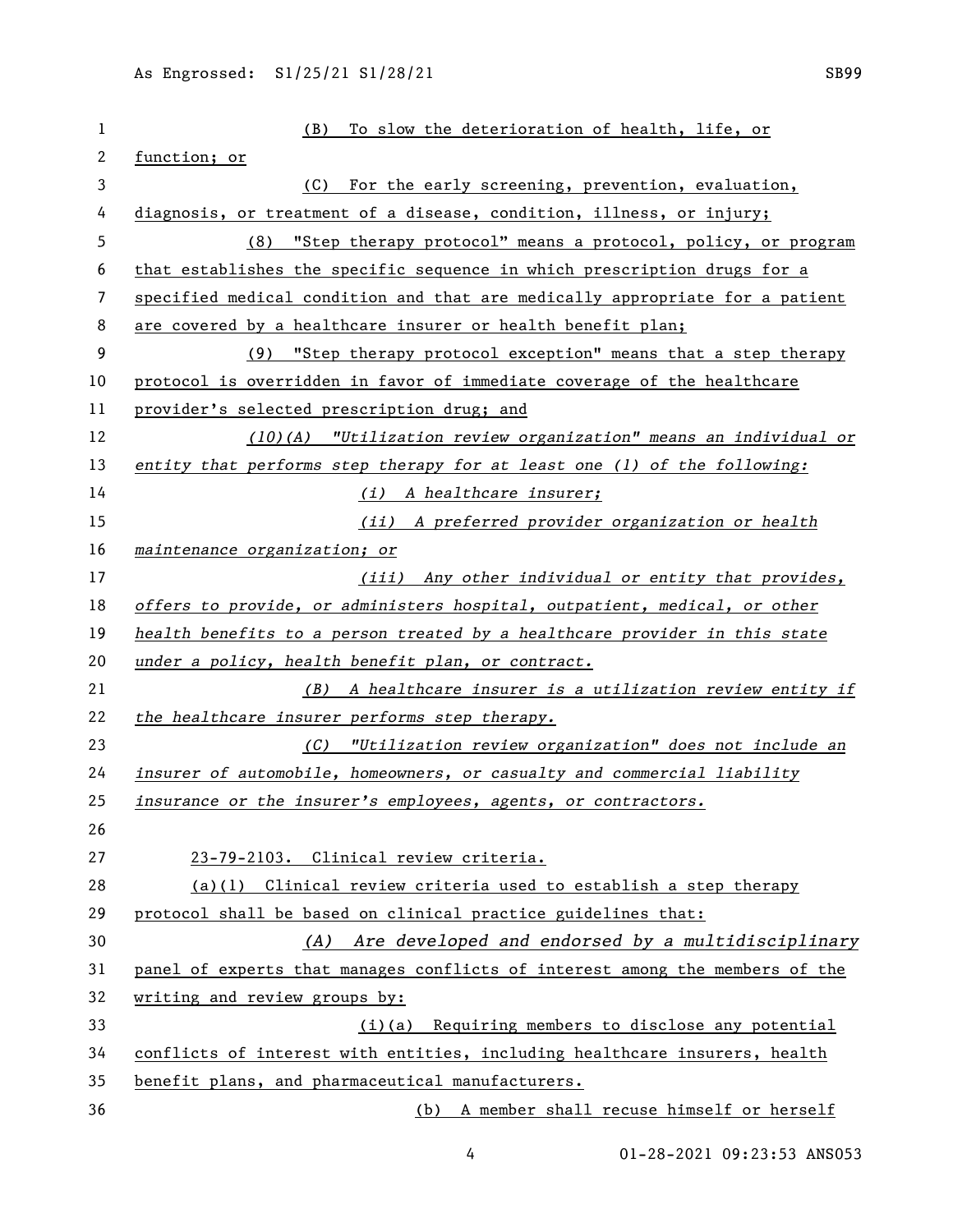(B) To slow the deterioration of health, life, or function; or

(C) For the early screening, prevention, evaluation, diagnosis, or treatment of a disease, condition, illness, or injury;

(8) "Step therapy protocol" means a protocol, policy, or program that establishes the specific sequence in which prescription drugs for a specified medical condition and that are medically appropriate for a patient are covered by a healthcare insurer or health benefit plan;

(9) "Step therapy protocol exception" means that a step therapy protocol is overridden in favor of immediate coverage of the healthcare provider's selected prescription drug; and

*(10)(A) "Utilization review organization" means an individual or entity that performs step therapy for at least one (1) of the following:*

*(i) A healthcare insurer;*

*(ii) A preferred provider organization or health maintenance organization; or*

*(iii) Any other individual or entity that provides, offers to provide, or administers hospital, outpatient, medical, or other health benefits to a person treated by a healthcare provider in this state under a policy, health benefit plan, or contract.*

*(B) A healthcare insurer is a utilization review entity if the healthcare insurer performs step therapy.*

*(C) "Utilization review organization" does not include an insurer of automobile, homeowners, or casualty and commercial liability insurance or the insurer's employees, agents, or contractors.*

23-79-2103. Clinical review criteria.

(a)(1) Clinical review criteria used to establish a step therapy protocol shall be based on clinical practice guidelines that:

*(A) Are developed and endorsed by a multidisciplinary* panel of experts that manages conflicts of interest among the members of the writing and review groups by:

(i)(a) Requiring members to disclose any potential conflicts of interest with entities, including healthcare insurers, health benefit plans, and pharmaceutical manufacturers.

(b) A member shall recuse himself or herself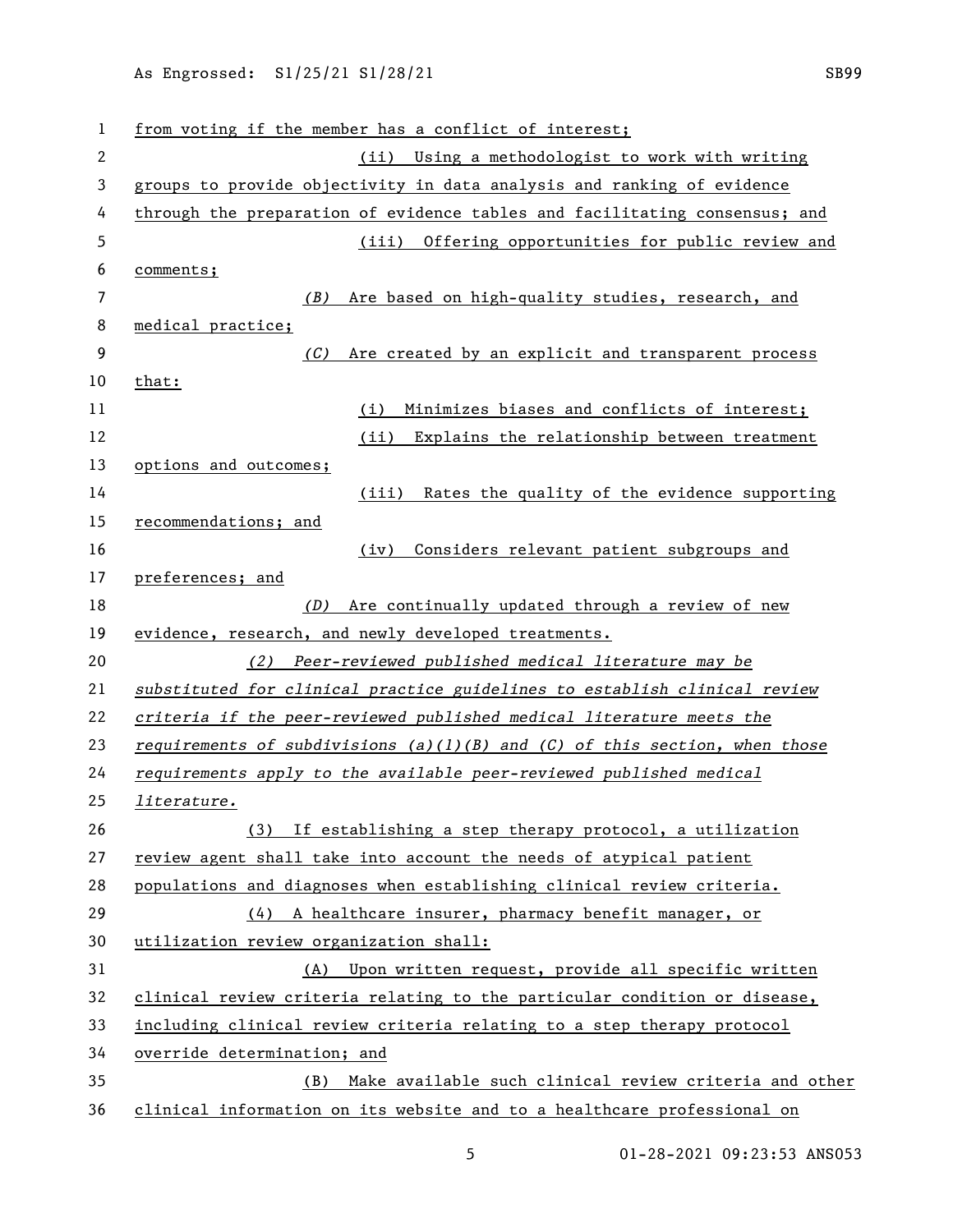from voting if the member has a conflict of interest;

(ii) Using a methodologist to work with writing groups to provide objectivity in data analysis and ranking of evidence through the preparation of evidence tables and facilitating consensus; and

(iii) Offering opportunities for public review and comments;

*(B)* Are based on high-quality studies, research, and medical practice;

*(C)* Are created by an explicit and transparent process that:

(i) Minimizes biases and conflicts of interest;

(ii) Explains the relationship between treatment options and outcomes;

(iii) Rates the quality of the evidence supporting recommendations; and

(iv) Considers relevant patient subgroups and preferences; and

*(D)* Are continually updated through a review of new evidence, research, and newly developed treatments.

*(2) Peer-reviewed published medical literature may be substituted for clinical practice guidelines to establish clinical review criteria if the peer-reviewed published medical literature meets the requirements of subdivisions (a)(1)(B) and (C) of this section, when those requirements apply to the available peer-reviewed published medical literature.*

(3) If establishing a step therapy protocol, a utilization review agent shall take into account the needs of atypical patient populations and diagnoses when establishing clinical review criteria.

(4) A healthcare insurer, pharmacy benefit manager, or utilization review organization shall:

(A) Upon written request, provide all specific written clinical review criteria relating to the particular condition or disease, including clinical review criteria relating to a step therapy protocol override determination; and

(B) Make available such clinical review criteria and other clinical information on its website and to a healthcare professional on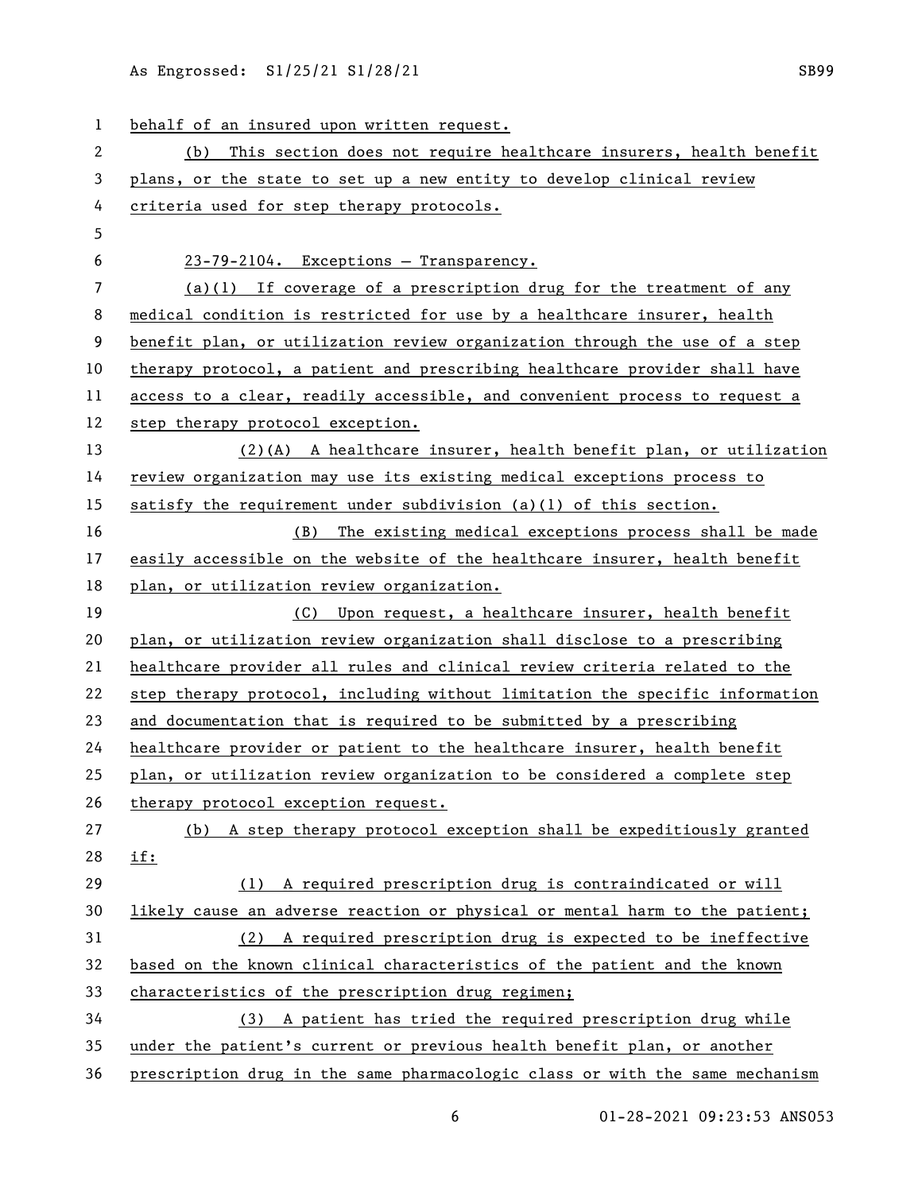behalf of an insured upon written request.

(b) This section does not require healthcare insurers, health benefit plans, or the state to set up a new entity to develop clinical review criteria used for step therapy protocols.

23-79-2104. Exceptions — Transparency.

(a)(1) If coverage of a prescription drug for the treatment of any medical condition is restricted for use by a healthcare insurer, health benefit plan, or utilization review organization through the use of a step therapy protocol, a patient and prescribing healthcare provider shall have access to a clear, readily accessible, and convenient process to request a step therapy protocol exception.

(2)(A) A healthcare insurer, health benefit plan, or utilization review organization may use its existing medical exceptions process to satisfy the requirement under subdivision (a)(1) of this section.

(B) The existing medical exceptions process shall be made easily accessible on the website of the healthcare insurer, health benefit plan, or utilization review organization.

(C) Upon request, a healthcare insurer, health benefit plan, or utilization review organization shall disclose to a prescribing healthcare provider all rules and clinical review criteria related to the step therapy protocol, including without limitation the specific information and documentation that is required to be submitted by a prescribing healthcare provider or patient to the healthcare insurer, health benefit plan, or utilization review organization to be considered a complete step therapy protocol exception request.

(b) A step therapy protocol exception shall be expeditiously granted if:

(1) A required prescription drug is contraindicated or will likely cause an adverse reaction or physical or mental harm to the patient;

(2) A required prescription drug is expected to be ineffective based on the known clinical characteristics of the patient and the known characteristics of the prescription drug regimen;

(3) A patient has tried the required prescription drug while under the patient's current or previous health benefit plan, or another prescription drug in the same pharmacologic class or with the same mechanism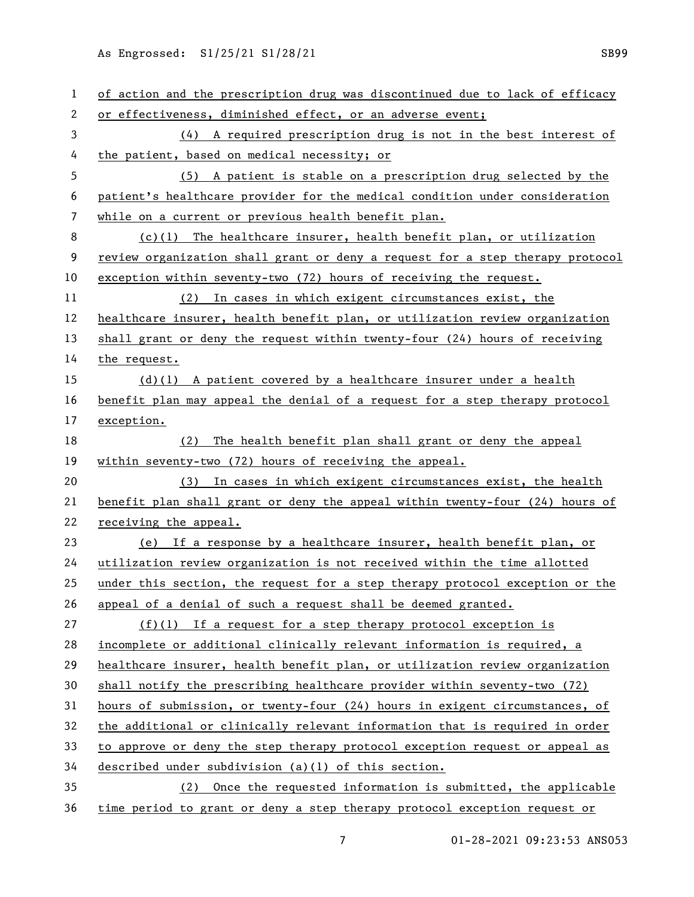of action and the prescription drug was discontinued due to lack of efficacy or effectiveness, diminished effect, or an adverse event;

(4) A required prescription drug is not in the best interest of the patient, based on medical necessity; or

(5) A patient is stable on a prescription drug selected by the patient's healthcare provider for the medical condition under consideration while on a current or previous health benefit plan.

(c)(1) The healthcare insurer, health benefit plan, or utilization review organization shall grant or deny a request for a step therapy protocol exception within seventy-two (72) hours of receiving the request.

(2) In cases in which exigent circumstances exist, the healthcare insurer, health benefit plan, or utilization review organization shall grant or deny the request within twenty-four (24) hours of receiving the request.

(d)(1) A patient covered by a healthcare insurer under a health benefit plan may appeal the denial of a request for a step therapy protocol exception.

(2) The health benefit plan shall grant or deny the appeal within seventy-two (72) hours of receiving the appeal.

(3) In cases in which exigent circumstances exist, the health benefit plan shall grant or deny the appeal within twenty-four (24) hours of receiving the appeal.

(e) If a response by a healthcare insurer, health benefit plan, or utilization review organization is not received within the time allotted under this section, the request for a step therapy protocol exception or the appeal of a denial of such a request shall be deemed granted.

(f)(1) If a request for a step therapy protocol exception is incomplete or additional clinically relevant information is required, a healthcare insurer, health benefit plan, or utilization review organization shall notify the prescribing healthcare provider within seventy-two (72) hours of submission, or twenty-four (24) hours in exigent circumstances, of the additional or clinically relevant information that is required in order to approve or deny the step therapy protocol exception request or appeal as described under subdivision (a)(1) of this section.

(2) Once the requested information is submitted, the applicable time period to grant or deny a step therapy protocol exception request or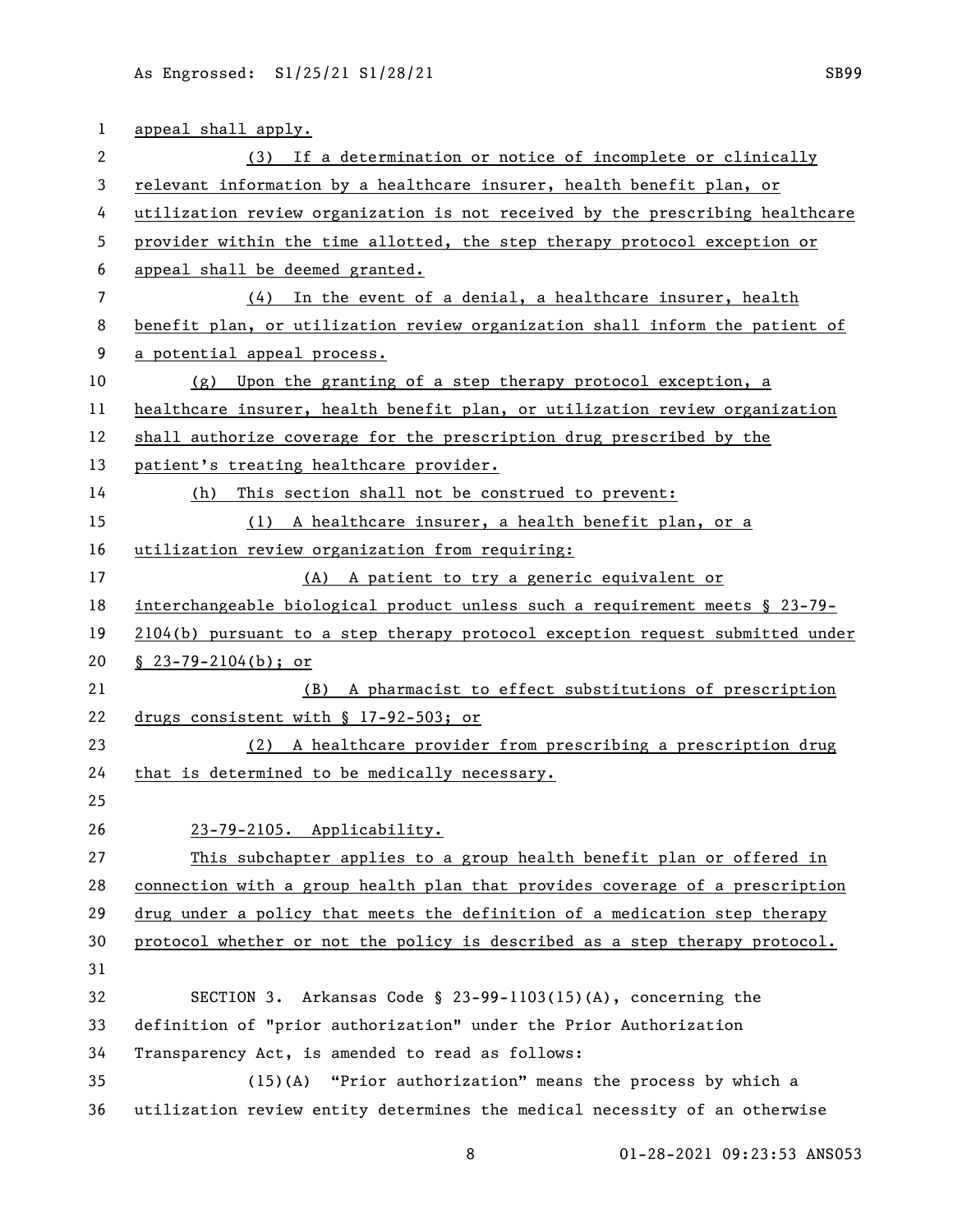appeal shall apply.

(3) If a determination or notice of incomplete or clinically relevant information by a healthcare insurer, health benefit plan, or utilization review organization is not received by the prescribing healthcare provider within the time allotted, the step therapy protocol exception or appeal shall be deemed granted.

(4) In the event of a denial, a healthcare insurer, health benefit plan, or utilization review organization shall inform the patient of a potential appeal process.

(g) Upon the granting of a step therapy protocol exception, a healthcare insurer, health benefit plan, or utilization review organization shall authorize coverage for the prescription drug prescribed by the patient's treating healthcare provider.

(h) This section shall not be construed to prevent:

(1) A healthcare insurer, a health benefit plan, or a utilization review organization from requiring:

(A) A patient to try a generic equivalent or interchangeable biological product unless such a requirement meets § 23-79-2104(b) pursuant to a step therapy protocol exception request submitted under § 23-79-2104(b); or

(B) A pharmacist to effect substitutions of prescription drugs consistent with § 17-92-503; or

(2) A healthcare provider from prescribing a prescription drug that is determined to be medically necessary.

23-79-2105. Applicability.

This subchapter applies to a group health benefit plan or offered in connection with a group health plan that provides coverage of a prescription drug under a policy that meets the definition of a medication step therapy protocol whether or not the policy is described as a step therapy protocol.

SECTION 3. Arkansas Code § 23-99-1103(15)(A), concerning the definition of "prior authorization" under the Prior Authorization Transparency Act, is amended to read as follows:

(15)(A) "Prior authorization" means the process by which a utilization review entity determines the medical necessity of an otherwise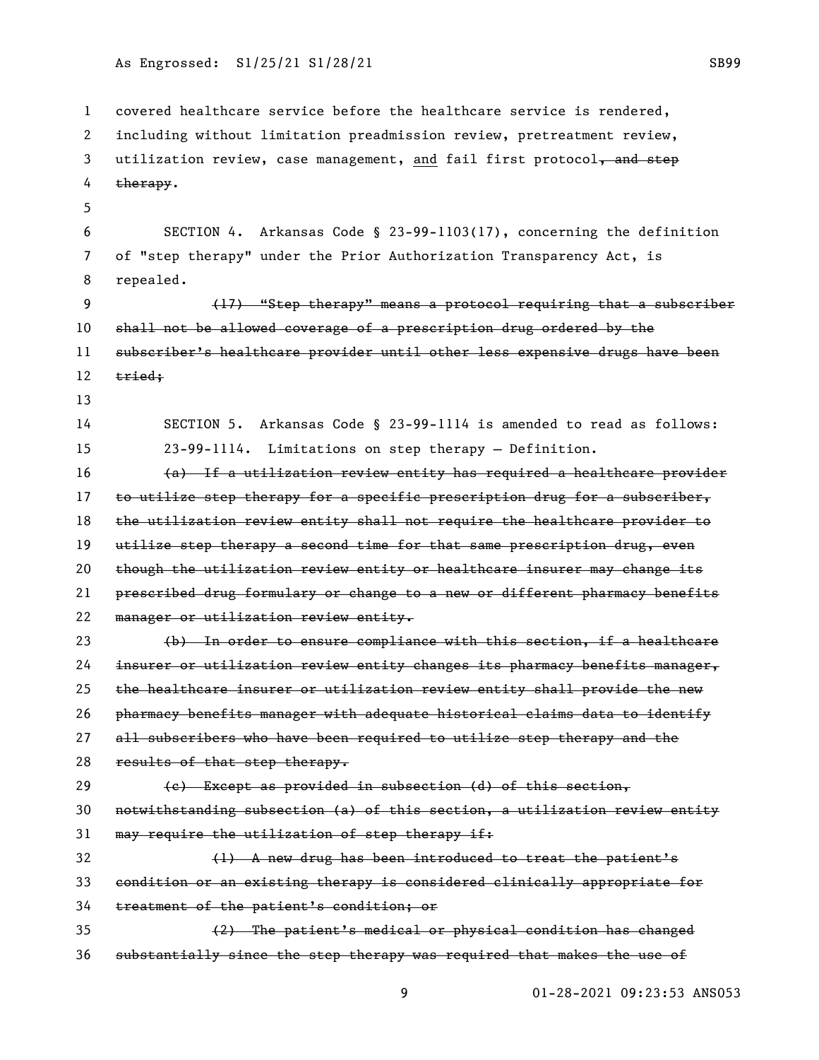covered healthcare service before the healthcare service is rendered, including without limitation preadmission review, pretreatment review, utilization review, case management, <u>and</u> fail first protocol~~, and step therapy~~.

SECTION 4. Arkansas Code § 23-99-1103(17), concerning the definition of "step therapy" under the Prior Authorization Transparency Act, is repealed.

~~(17) "Step therapy" means a protocol requiring that a subscriber shall not be allowed coverage of a prescription drug ordered by the subscriber's healthcare provider until other less expensive drugs have been tried;~~

SECTION 5. Arkansas Code § 23-99-1114 is amended to read as follows:

23-99-1114. Limitations on step therapy — Definition.

~~(a) If a utilization review entity has required a healthcare provider to utilize step therapy for a specific prescription drug for a subscriber, the utilization review entity shall not require the healthcare provider to utilize step therapy a second time for that same prescription drug, even though the utilization review entity or healthcare insurer may change its prescribed drug formulary or change to a new or different pharmacy benefits manager or utilization review entity.~~

~~(b) In order to ensure compliance with this section, if a healthcare insurer or utilization review entity changes its pharmacy benefits manager, the healthcare insurer or utilization review entity shall provide the new pharmacy benefits manager with adequate historical claims data to identify all subscribers who have been required to utilize step therapy and the results of that step therapy.~~

~~(c) Except as provided in subsection (d) of this section, notwithstanding subsection (a) of this section, a utilization review entity may require the utilization of step therapy if:~~

~~(1) A new drug has been introduced to treat the patient's condition or an existing therapy is considered clinically appropriate for treatment of the patient's condition; or~~

~~(2) The patient's medical or physical condition has changed substantially since the step therapy was required that makes the use of~~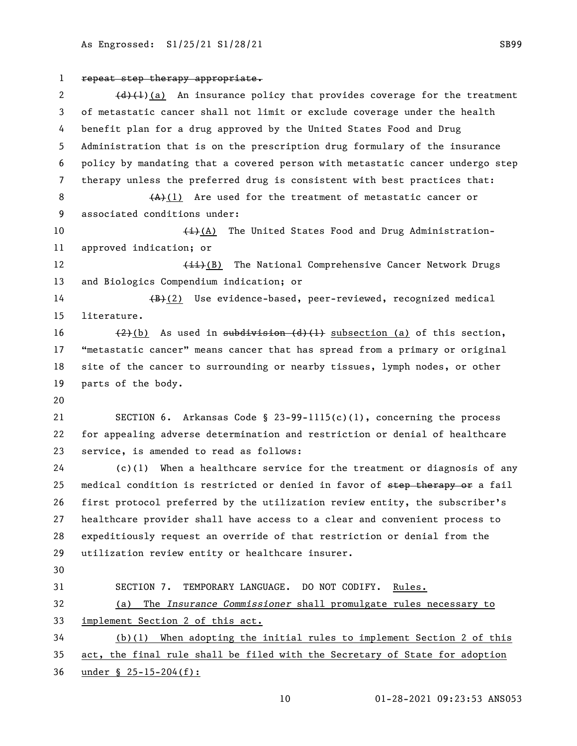~~repeat step therapy appropriate.~~

~~(d)(1)~~(a) An insurance policy that provides coverage for the treatment of metastatic cancer shall not limit or exclude coverage under the health benefit plan for a drug approved by the United States Food and Drug Administration that is on the prescription drug formulary of the insurance policy by mandating that a covered person with metastatic cancer undergo step therapy unless the preferred drug is consistent with best practices that:

~~(A)~~(1) Are used for the treatment of metastatic cancer or associated conditions under:

~~(i)~~(A) The United States Food and Drug Administration-approved indication; or

~~(ii)~~(B) The National Comprehensive Cancer Network Drugs and Biologics Compendium indication; or

~~(B)~~(2) Use evidence-based, peer-reviewed, recognized medical literature.

~~(2)~~(b) As used in ~~subdivision (d)(1)~~ subsection (a) of this section, "metastatic cancer" means cancer that has spread from a primary or original site of the cancer to surrounding or nearby tissues, lymph nodes, or other parts of the body.

SECTION 6. Arkansas Code § 23-99-1115(c)(1), concerning the process for appealing adverse determination and restriction or denial of healthcare service, is amended to read as follows:

(c)(1) When a healthcare service for the treatment or diagnosis of any medical condition is restricted or denied in favor of ~~step therapy or~~ a fail first protocol preferred by the utilization review entity, the subscriber's healthcare provider shall have access to a clear and convenient process to expeditiously request an override of that restriction or denial from the utilization review entity or healthcare insurer.

SECTION 7. TEMPORARY LANGUAGE. DO NOT CODIFY. Rules.

(a) The *Insurance Commissioner* shall promulgate rules necessary to implement Section 2 of this act.

(b)(1) When adopting the initial rules to implement Section 2 of this act, the final rule shall be filed with the Secretary of State for adoption under § 25-15-204(f):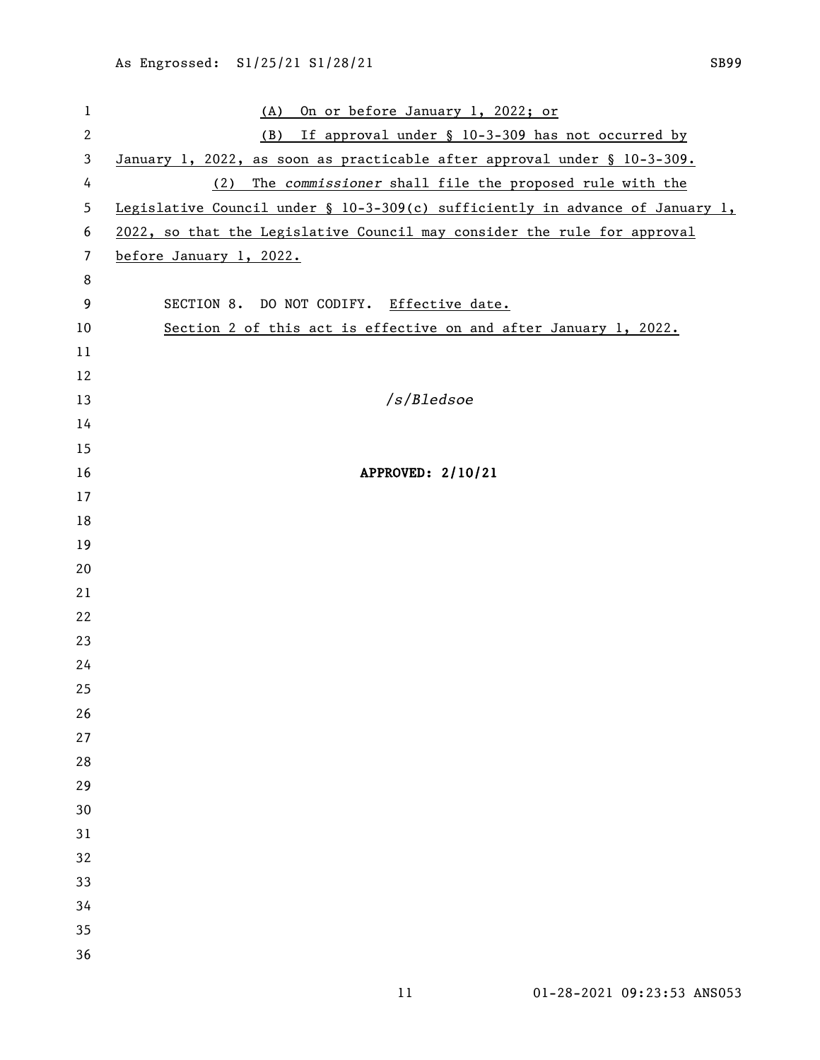(A) On or before January 1, 2022; or

(B) If approval under § 10-3-309 has not occurred by January 1, 2022, as soon as practicable after approval under § 10-3-309.

(2) The *commissioner* shall file the proposed rule with the Legislative Council under § 10-3-309(c) sufficiently in advance of January 1, 2022, so that the Legislative Council may consider the rule for approval before January 1, 2022.

SECTION 8. DO NOT CODIFY. Effective date.

Section 2 of this act is effective on and after January 1, 2022.

*/s/Bledsoe*

**APPROVED: 2/10/21**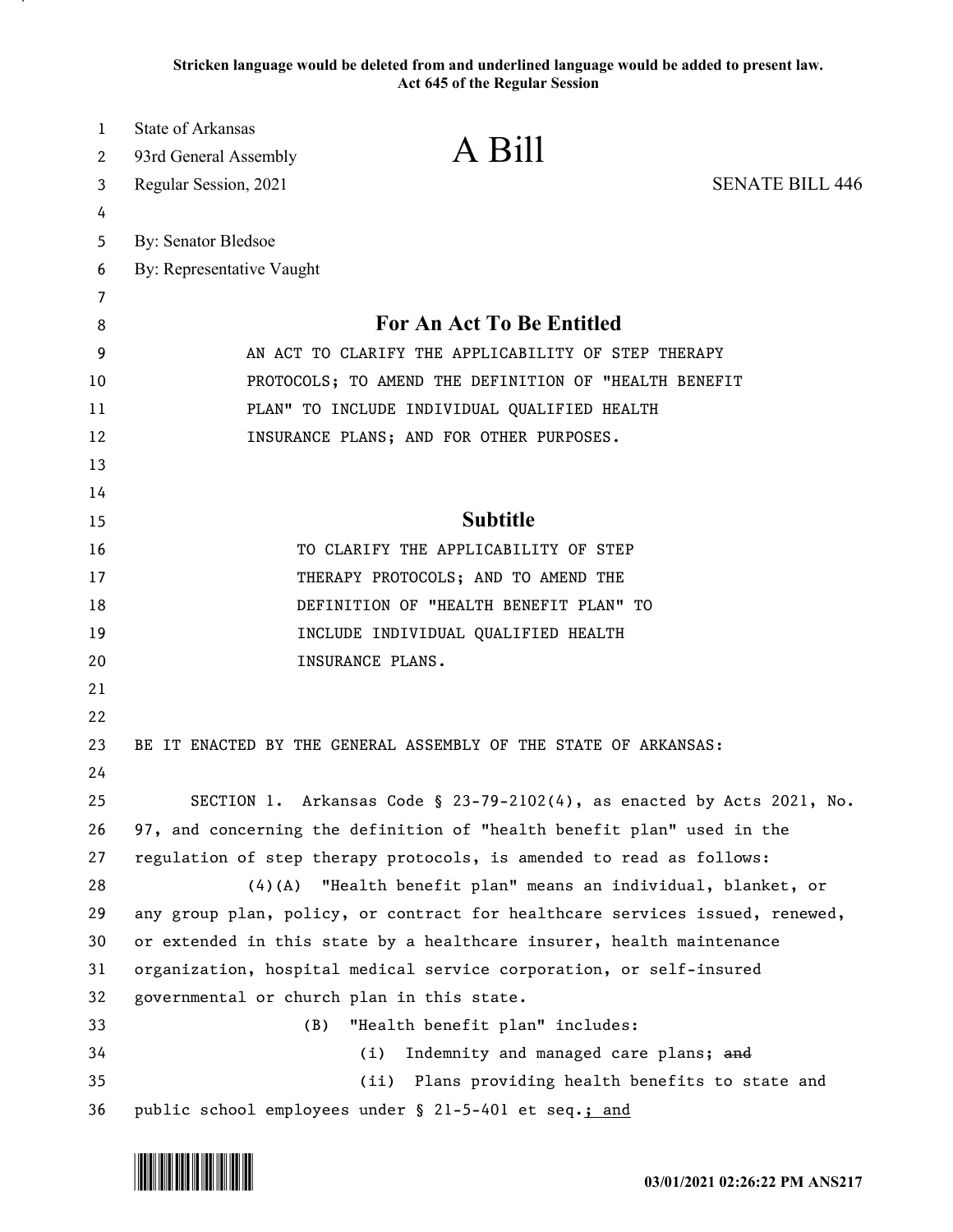**Stricken language would be deleted from and underlined language would be added to present law.**
**Act 645 of the Regular Session**

State of Arkansas
93rd General Assembly
Regular Session, 2021

# A Bill

SENATE BILL 446

By: Senator Bledsoe
By: Representative Vaught

## For An Act To Be Entitled

AN ACT TO CLARIFY THE APPLICABILITY OF STEP THERAPY PROTOCOLS; TO AMEND THE DEFINITION OF "HEALTH BENEFIT PLAN" TO INCLUDE INDIVIDUAL QUALIFIED HEALTH INSURANCE PLANS; AND FOR OTHER PURPOSES.

## Subtitle

TO CLARIFY THE APPLICABILITY OF STEP THERAPY PROTOCOLS; AND TO AMEND THE DEFINITION OF "HEALTH BENEFIT PLAN" TO INCLUDE INDIVIDUAL QUALIFIED HEALTH INSURANCE PLANS.

BE IT ENACTED BY THE GENERAL ASSEMBLY OF THE STATE OF ARKANSAS:

SECTION 1. Arkansas Code § 23-79-2102(4), as enacted by Acts 2021, No. 97, and concerning the definition of "health benefit plan" used in the regulation of step therapy protocols, is amended to read as follows:

(4)(A) "Health benefit plan" means an individual, blanket, or any group plan, policy, or contract for healthcare services issued, renewed, or extended in this state by a healthcare insurer, health maintenance organization, hospital medical service corporation, or self-insured governmental or church plan in this state.

(B) "Health benefit plan" includes:

(i) Indemnity and managed care plans; ~~and~~

(ii) Plans providing health benefits to state and public school employees under § 21-5-401 et seq.<u>; and</u>

03/01/2021 02:26:22 PM ANS217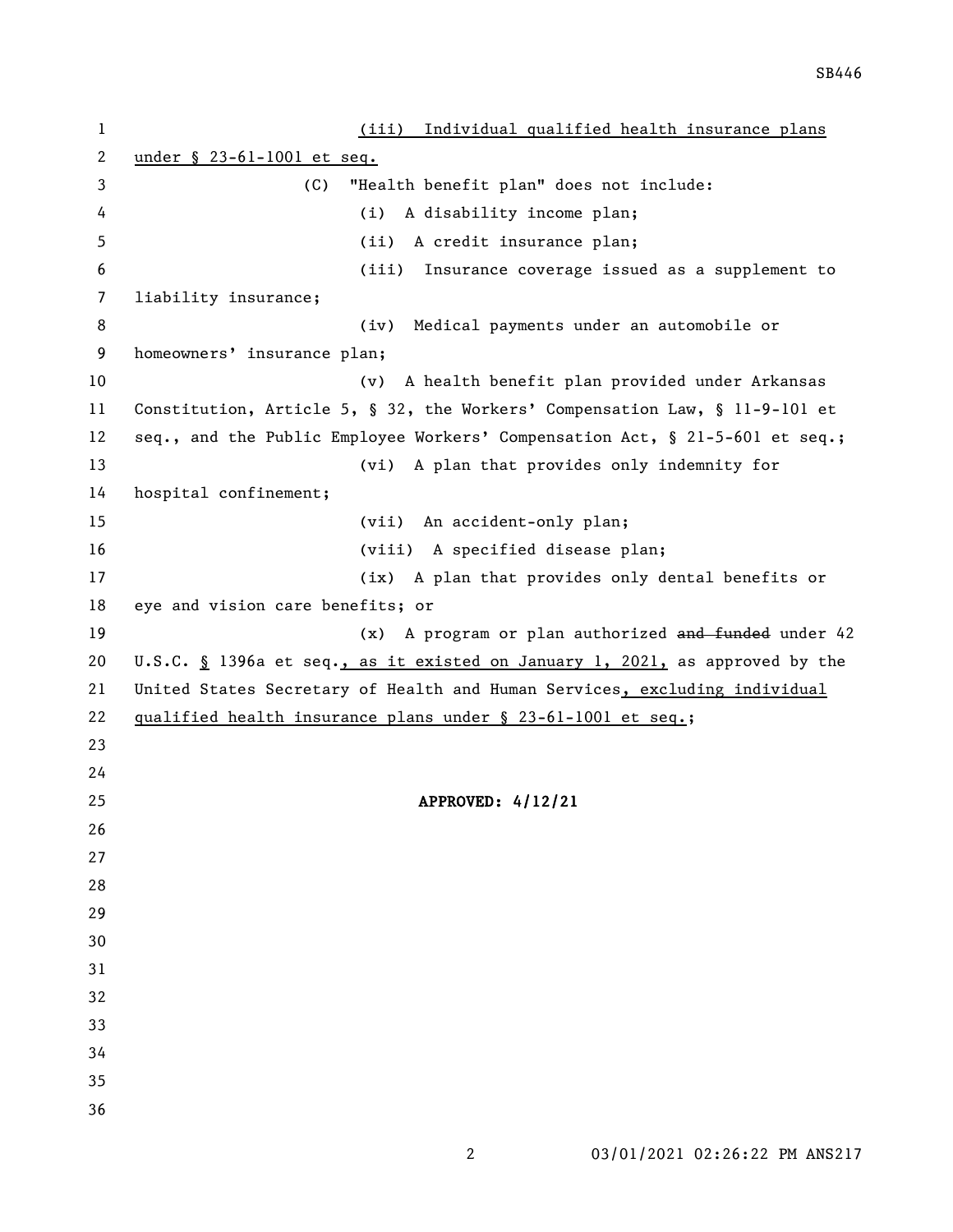(iii) Individual qualified health insurance plans under § 23-61-1001 et seq.

(C) "Health benefit plan" does not include:

(i) A disability income plan;

(ii) A credit insurance plan;

(iii) Insurance coverage issued as a supplement to liability insurance;

(iv) Medical payments under an automobile or homeowners' insurance plan;

(v) A health benefit plan provided under Arkansas Constitution, Article 5, § 32, the Workers' Compensation Law, § 11-9-101 et seq., and the Public Employee Workers' Compensation Act, § 21-5-601 et seq.;

(vi) A plan that provides only indemnity for hospital confinement;

(vii) An accident-only plan;

(viii) A specified disease plan;

(ix) A plan that provides only dental benefits or eye and vision care benefits; or

(x) A program or plan authorized ~~and funded~~ under 42 U.S.C. § 1396a et seq., as it existed on January 1, 2021, as approved by the United States Secretary of Health and Human Services, excluding individual qualified health insurance plans under § 23-61-1001 et seq.;

**APPROVED: 4/12/21**